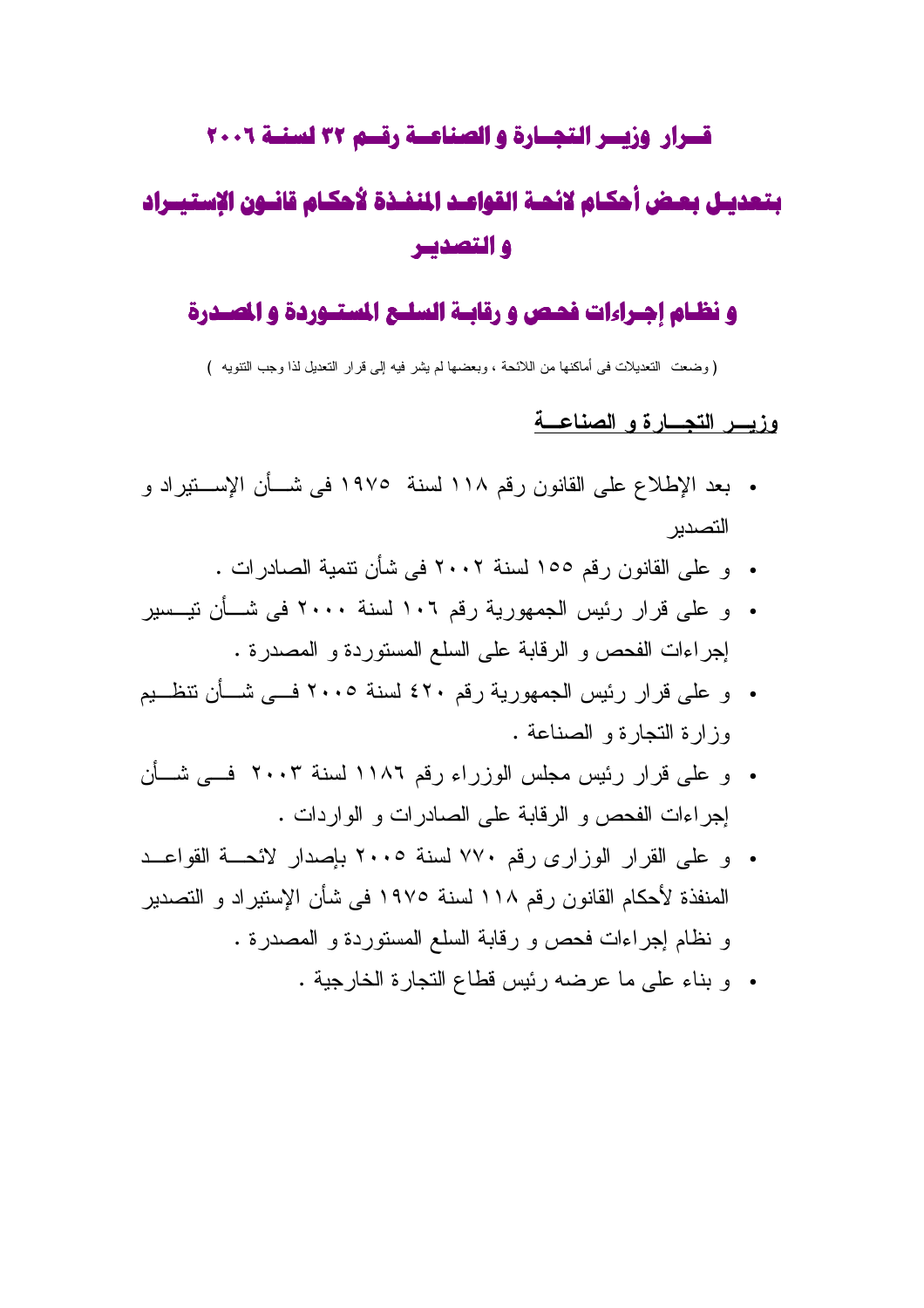# قـــرار وزيـــر التجـــارة و الصناعـــة رقـــم ٣٢ لسنـــة ٢٠٠٦

# بتعديـل بعـض أحكـام لائحـة القواعـد المنفـذة لأحكـام قانـون الإستيـــراد و التصديـــر

## و نظـام إجـراءات فحـص و رقابـة السلـع المستـوردة و المصـدرة

( وضعت التعديلات فى أماكنها من اللائحة ، وبعضها لم يشر فيه إلى قرار التعديل لذا وجب التنويه )

**<u>وزيـــر التجـــارة و الصناعـــة</u>**

- بعد الإطلاع على القانون رقم ١١٨ لسنة ١٩٧٥ فى شـــأن الإســـتيراد و التصدير
- و على القانون رقم ١٥٥ لسنة ٢٠٠٢ فى شأن تنمية الصادرات .
- و على قرار رئيس الجمهورية رقم ١٠٦ لسنة ٢٠٠٠ فى شـــأن تيـــسير إجراءات الفحص و الرقابة على السلع المستوردة و المصدرة .
- و على قرار رئيس الجمهورية رقم ٤٢٠ لسنة ٢٠٠٥ فـــى شـــأن تنظـــيم وزارة التجارة و الصناعة .
- و على قرار رئيس مجلس الوزراء رقم ١١٨٦ لسنة ٢٠٠٣ فـــى شـــأن إجراءات الفحص و الرقابة على الصادرات و الواردات .
- و على القرار الوزارى رقم ٧٧٠ لسنة ٢٠٠٥ بإصدار لائحـــة القواعـــد المنفذة لأحكام القانون رقم ١١٨ لسنة ١٩٧٥ فى شأن الإستيراد و التصدير و نظام إجراءات فحص و رقابة السلع المستوردة و المصدرة .
- و بناء على ما عرضه رئيس قطاع التجارة الخارجية .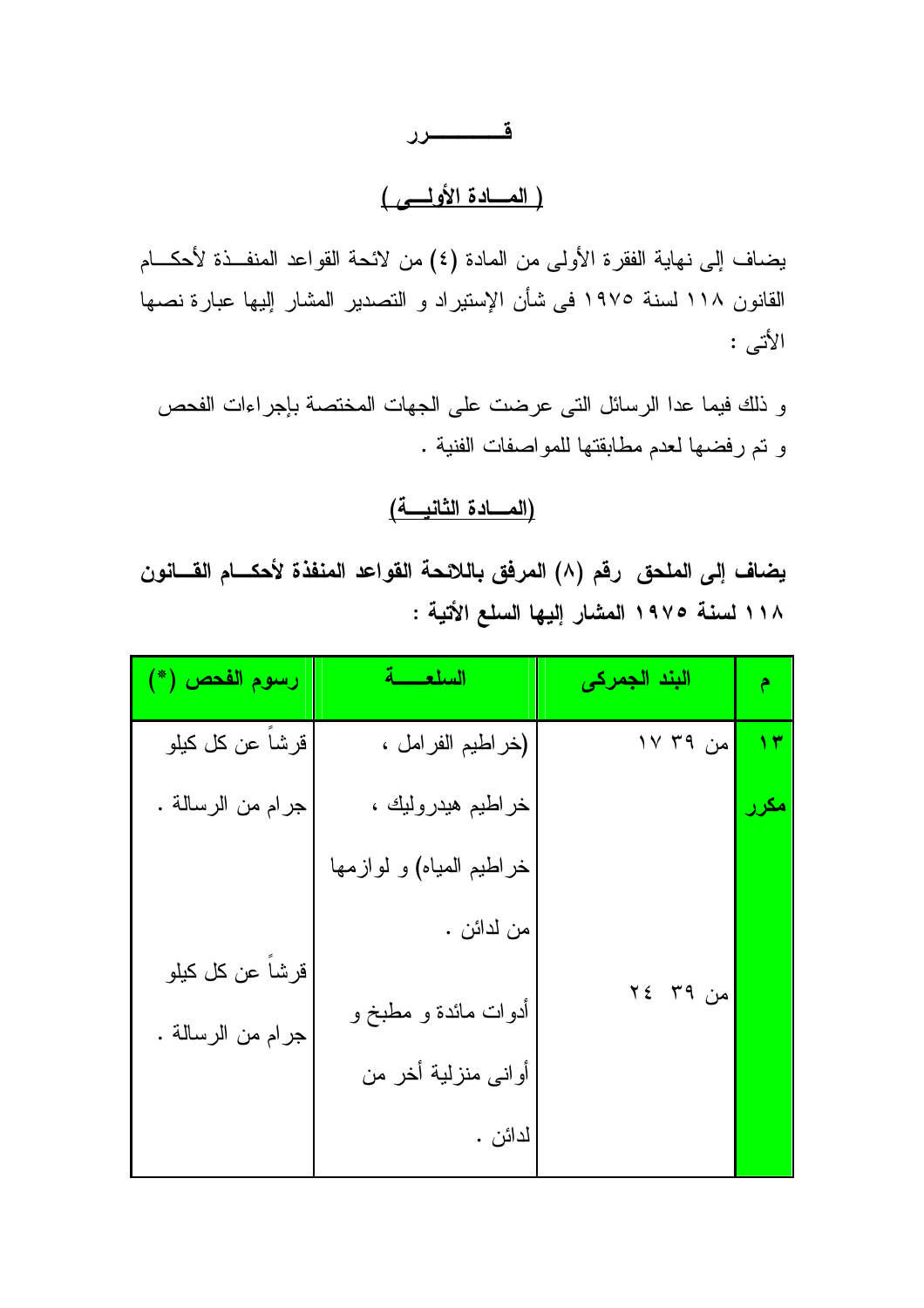# قــــــــــرر

## ( المــادة الأولــى )

يضاف إلى نهاية الفقرة الأولى من المادة (٤) من لائحة القواعد المنفــذة لأحكــام القانون ١١٨ لسنة ١٩٧٥ فى شأن الإستيراد و التصدير المشار إليها عبارة نصها الأتى :

و ذلك فيما عدا الرسائل التى عرضت على الجهات المختصة بإجراءات الفحص و تم رفضها لعدم مطابقتها للمواصفات الفنية .

## (المــادة الثانيــة)

**يضاف إلى الملحق رقم (٨) المرفق باللائحة القواعد المنفذة لأحكــام القــانون ١١٨ لسنة ١٩٧٥ المشار إليها السلع الأتية :**

| م | البند الجمركى | السلعـــــة | رسوم الفحص (*) |
|---|---|---|---|
| ١٣ مكرر | من ٣٩ ١٧ | (خراطيم الفرامل ، خراطيم هيدروليك ، خراطيم المياه) و لوازمها من لدائن . | قرشاً عن كل كيلو جرام من الرسالة . |
| | من ٣٩ ٢٤ | أدوات مائدة و مطبخ و أوانى منزلية أخر من لدائن . | قرشاً عن كل كيلو جرام من الرسالة . |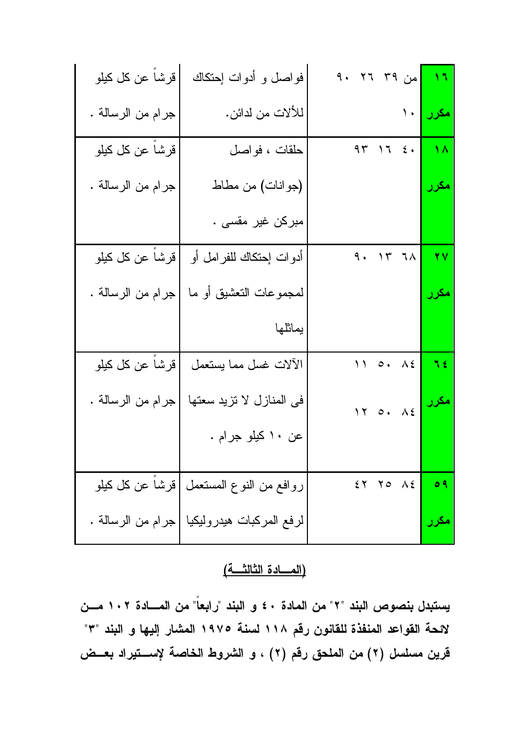| ١٦ مكرر | من ٣٩ ٢٦ ٩٠ ١٠ | فواصل و أدوات إحتكاك للألات من لدائن. | قرشاً عن كل كيلو جرام من الرسالة . |
|---|---|---|---|
| ١٨ مكرر | ٤٠ ١٦ ٩٣ | حلقات ، فواصل (جوانات) من مطاط مبركن غير مقسى . | قرشاً عن كل كيلو جرام من الرسالة . |
| ٢٧ مكرر | ٦٨ ١٣ ٩٠ | أدوات إحتكاك للفرامل أو لمجموعات التعشيق أو ما يماثلها | قرشاً عن كل كيلو جرام من الرسالة . |
| ٦٤ مكرر | ٨٤ ٥٠ ١١ ٨٤ ٥٠ ١٢ | الآلات غسل مما يستعمل فى المنازل لا تزيد سعتها عن ١٠ كيلو جرام . | قرشاً عن كل كيلو جرام من الرسالة . |
| ٥٩ مكرر | ٨٤ ٢٥ ٤٢ | روافع من النوع المستعمل لرفع المركبات هيدروليكيا | قرشاً عن كل كيلو جرام من الرسالة . |

## (المـــادة الثالثـــة)

**يستبدل بنصوص البند "٢" من المادة ٤٠ و البند "رابعاً" من المـــادة ١٠٢ مـــن لائحة القواعد المنفذة للقانون رقم ١١٨ لسنة ١٩٧٥ المشار إليها و البند "٣" قرين مسلسل (٢) من الملحق رقم (٢) ، و الشروط الخاصة لإســتيراد بعــض**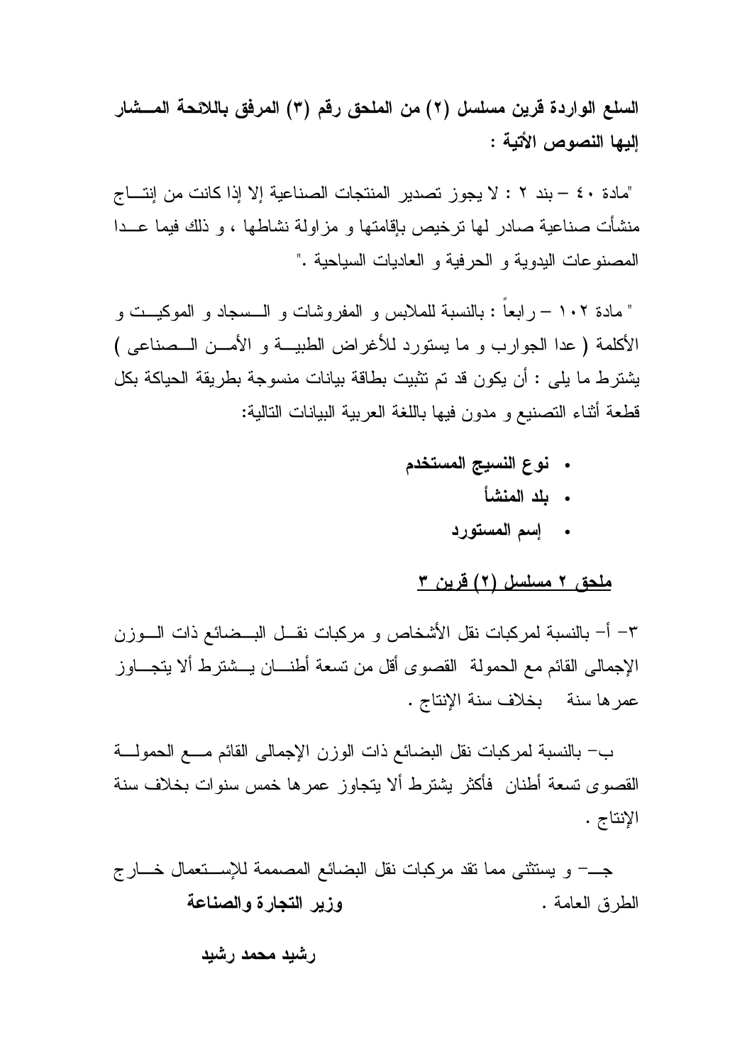**السلع الواردة قرين مسلسل (٢) من الملحق رقم (٣) المرفق باللائحة المشار إليها النصوص الأتية :**

"مادة ٤٠ – بند ٢ : لا يجوز تصدير المنتجات الصناعية إلا إذا كانت من إنتاج منشأت صناعية صادر لها ترخيص بإقامتها و مزاولة نشاطها ، و ذلك فيما عدا المصنوعات اليدوية و الحرفية و العاديات السياحية ."

" مادة ١٠٢ – رابعاً : بالنسبة للملابس و المفروشات و السجاد و الموكيت و الأكلمة ( عدا الجوارب و ما يستورد للأغراض الطبية و الأمن الصناعى ) يشترط ما يلى : أن يكون قد تم تثبيت بطاقة بيانات منسوجة بطريقة الحياكة بكل قطعة أثناء التصنيع و مدون فيها باللغة العربية البيانات التالية:

- **نوع النسيج المستخدم**
- **بلد المنشأ**
- **إسم المستورد**

**ملحق ٢ مسلسل (٢) قرين ٣**

٣- أ- بالنسبة لمركبات نقل الأشخاص و مركبات نقل البضائع ذات الوزن الإجمالى القائم مع الحمولة القصوى أقل من تسعة أطنان يشترط ألا يتجاوز عمرها سنة بخلاف سنة الإنتاج .

ب- بالنسبة لمركبات نقل البضائع ذات الوزن الإجمالى القائم مع الحمولة القصوى تسعة أطنان فأكثر يشترط ألا يتجاوز عمرها خمس سنوات بخلاف سنة الإنتاج .

جـ- و يستثنى مما تقد مركبات نقل البضائع المصممة للإستعمال خارج الطرق العامة .

**وزير التجارة والصناعة**

**رشيد محمد رشيد**